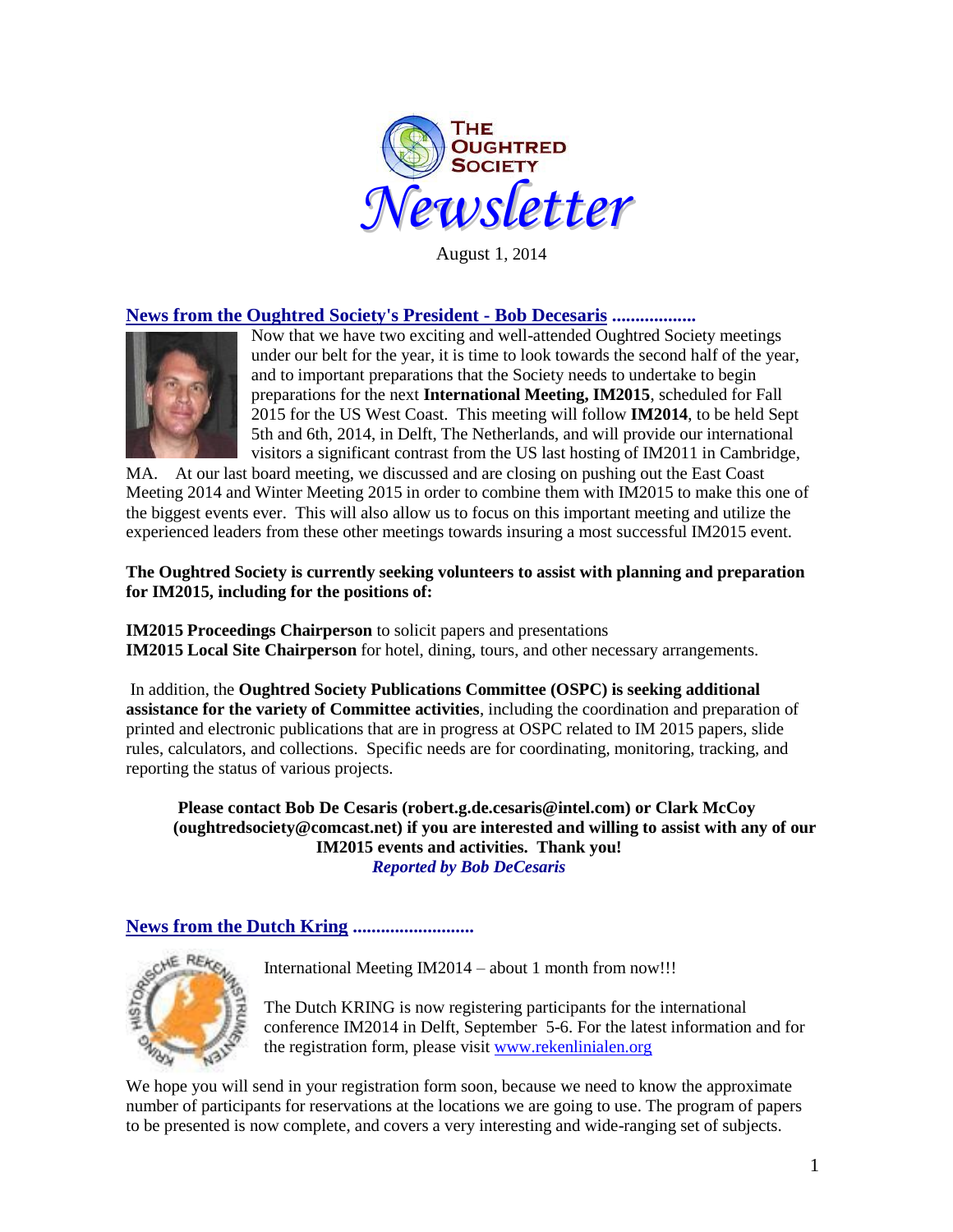# The Oughtred Society Newsletter

August 1, 2014

## News from the Oughtred Society's President - Bob Decesaris ..................

Now that we have two exciting and well-attended Oughtred Society meetings under our belt for the year, it is time to look towards the second half of the year, and to important preparations that the Society needs to undertake to begin preparations for the next **International Meeting, IM2015**, scheduled for Fall 2015 for the US West Coast. This meeting will follow **IM2014**, to be held Sept 5th and 6th, 2014, in Delft, The Netherlands, and will provide our international visitors a significant contrast from the US last hosting of IM2011 in Cambridge, MA. At our last board meeting, we discussed and are closing on pushing out the East Coast Meeting 2014 and Winter Meeting 2015 in order to combine them with IM2015 to make this one of the biggest events ever. This will also allow us to focus on this important meeting and utilize the experienced leaders from these other meetings towards insuring a most successful IM2015 event.

**The Oughtred Society is currently seeking volunteers to assist with planning and preparation for IM2015, including for the positions of:**

**IM2015 Proceedings Chairperson** to solicit papers and presentations
**IM2015 Local Site Chairperson** for hotel, dining, tours, and other necessary arrangements.

In addition, the **Oughtred Society Publications Committee (OSPC) is seeking additional assistance for the variety of Committee activities**, including the coordination and preparation of printed and electronic publications that are in progress at OSPC related to IM 2015 papers, slide rules, calculators, and collections. Specific needs are for coordinating, monitoring, tracking, and reporting the status of various projects.

**Please contact Bob De Cesaris (robert.g.de.cesaris@intel.com) or Clark McCoy (oughtredsociety@comcast.net) if you are interested and willing to assist with any of our IM2015 events and activities. Thank you!**

***Reported by Bob DeCesaris***

## News from the Dutch Kring ..........................

International Meeting IM2014 – about 1 month from now!!!

The Dutch KRING is now registering participants for the international conference IM2014 in Delft, September 5-6. For the latest information and for the registration form, please visit www.rekenlinialen.org

We hope you will send in your registration form soon, because we need to know the approximate number of participants for reservations at the locations we are going to use. The program of papers to be presented is now complete, and covers a very interesting and wide-ranging set of subjects.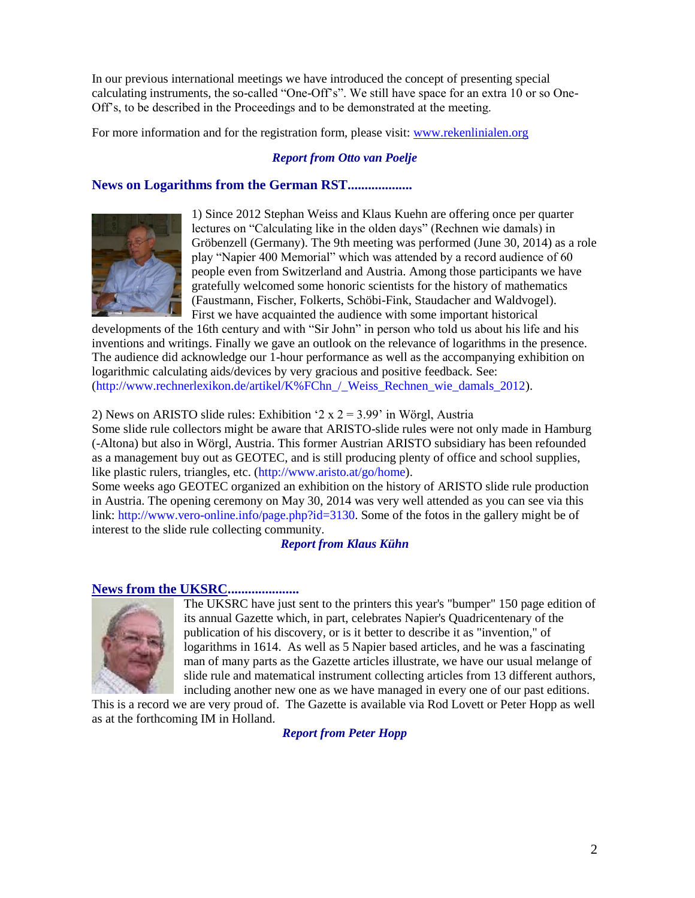In our previous international meetings we have introduced the concept of presenting special calculating instruments, the so-called “One-Off’s”. We still have space for an extra 10 or so One-Off’s, to be described in the Proceedings and to be demonstrated at the meeting.

For more information and for the registration form, please visit: www.rekenlinialen.org

***Report from Otto van Poelje***

## News on Logarithms from the German RST..................

1) Since 2012 Stephan Weiss and Klaus Kuehn are offering once per quarter lectures on “Calculating like in the olden days” (Rechnen wie damals) in Gröbenzell (Germany). The 9th meeting was performed (June 30, 2014) as a role play “Napier 400 Memorial” which was attended by a record audience of 60 people even from Switzerland and Austria. Among those participants we have gratefully welcomed some honoric scientists for the history of mathematics (Faustmann, Fischer, Folkerts, Schöbi-Fink, Staudacher and Waldvogel). First we have acquainted the audience with some important historical developments of the 16th century and with “Sir John” in person who told us about his life and his inventions and writings. Finally we gave an outlook on the relevance of logarithms in the presence. The audience did acknowledge our 1-hour performance as well as the accompanying exhibition on logarithmic calculating aids/devices by very gracious and positive feedback. See: (http://www.rechnerlexikon.de/artikel/K%FChn_/_Weiss_Rechnen_wie_damals_2012).

2) News on ARISTO slide rules: Exhibition ‘2 x 2 = 3.99’ in Wörgl, Austria
Some slide rule collectors might be aware that ARISTO-slide rules were not only made in Hamburg (-Altona) but also in Wörgl, Austria. This former Austrian ARISTO subsidiary has been refounded as a management buy out as GEOTEC, and is still producing plenty of office and school supplies, like plastic rulers, triangles, etc. (http://www.aristo.at/go/home).
Some weeks ago GEOTEC organized an exhibition on the history of ARISTO slide rule production in Austria. The opening ceremony on May 30, 2014 was very well attended as you can see via this link: http://www.vero-online.info/page.php?id=3130. Some of the fotos in the gallery might be of interest to the slide rule collecting community.

***Report from Klaus Kühn***

## News from the UKSRC....................

The UKSRC have just sent to the printers this year's "bumper" 150 page edition of its annual Gazette which, in part, celebrates Napier's Quadricentenary of the publication of his discovery, or is it better to describe it as "invention," of logarithms in 1614. As well as 5 Napier based articles, and he was a fascinating man of many parts as the Gazette articles illustrate, we have our usual melange of slide rule and matematical instrument collecting articles from 13 different authors, including another new one as we have managed in every one of our past editions. This is a record we are very proud of. The Gazette is available via Rod Lovett or Peter Hopp as well as at the forthcoming IM in Holland.

***Report from Peter Hopp***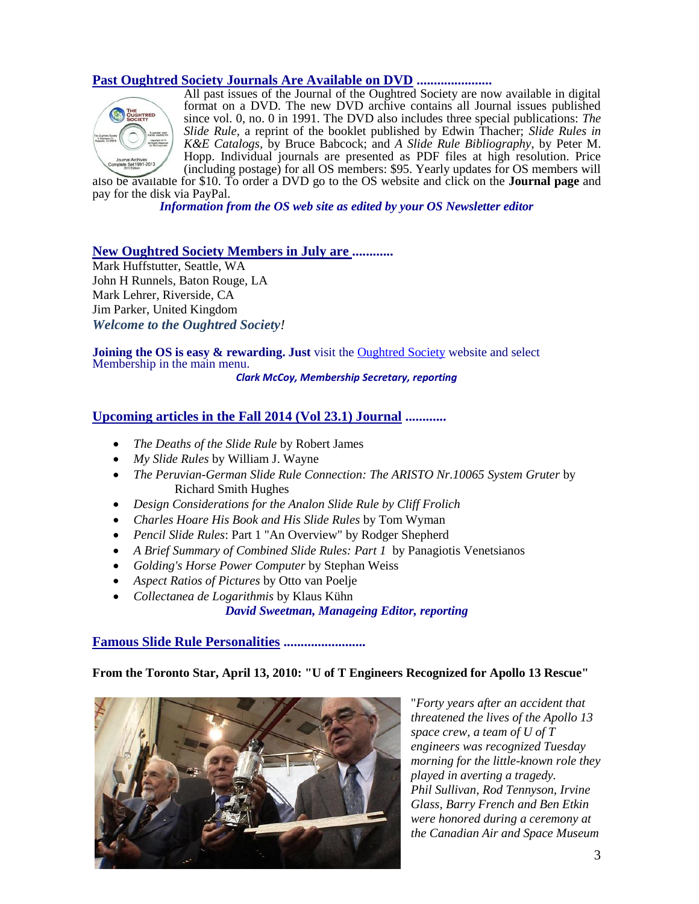## Past Oughtred Society Journals Are Available on DVD ......................

All past issues of the Journal of the Oughtred Society are now available in digital format on a DVD. The new DVD archive contains all Journal issues published since vol. 0, no. 0 in 1991. The DVD also includes three special publications: *The Slide Rule*, a reprint of the booklet published by Edwin Thacher; *Slide Rules in K&E Catalogs*, by Bruce Babcock; and *A Slide Rule Bibliography*, by Peter M. Hopp. Individual journals are presented as PDF files at high resolution. Price (including postage) for all OS members: $95. Yearly updates for OS members will also be available for $10. To order a DVD go to the OS website and click on the **Journal page** and pay for the disk via PayPal.

***Information from the OS web site as edited by your OS Newsletter editor***

## New Oughtred Society Members in July are ............

Mark Huffstutter, Seattle, WA
John H Runnels, Baton Rouge, LA
Mark Lehrer, Riverside, CA
Jim Parker, United Kingdom

***Welcome to the Oughtred Society!***

**Joining the OS is easy & rewarding. Just** visit the Oughtred Society website and select Membership in the main menu.

***Clark McCoy, Membership Secretary, reporting***

## Upcoming articles in the Fall 2014 (Vol 23.1) Journal ............

- *The Deaths of the Slide Rule* by Robert James
- *My Slide Rules* by William J. Wayne
- *The Peruvian-German Slide Rule Connection: The ARISTO Nr.10065 System Gruter* by Richard Smith Hughes
- *Design Considerations for the Analon Slide Rule by Cliff Frolich*
- *Charles Hoare His Book and His Slide Rules* by Tom Wyman
- *Pencil Slide Rules*: Part 1 "An Overview" by Rodger Shepherd
- *A Brief Summary of Combined Slide Rules: Part 1* by Panagiotis Venetsianos
- *Golding's Horse Power Computer* by Stephan Weiss
- *Aspect Ratios of Pictures* by Otto van Poelje
- *Collectanea de Logarithmis* by Klaus Kühn

***David Sweetman, Manageing Editor, reporting***

## Famous Slide Rule Personalities ........................

**From the Toronto Star, April 13, 2010: "U of T Engineers Recognized for Apollo 13 Rescue"**

"*Forty years after an accident that threatened the lives of the Apollo 13 space crew, a team of U of T engineers was recognized Tuesday morning for the little-known role they played in averting a tragedy. Phil Sullivan, Rod Tennyson, Irvine Glass, Barry French and Ben Etkin were honored during a ceremony at the Canadian Air and Space Museum*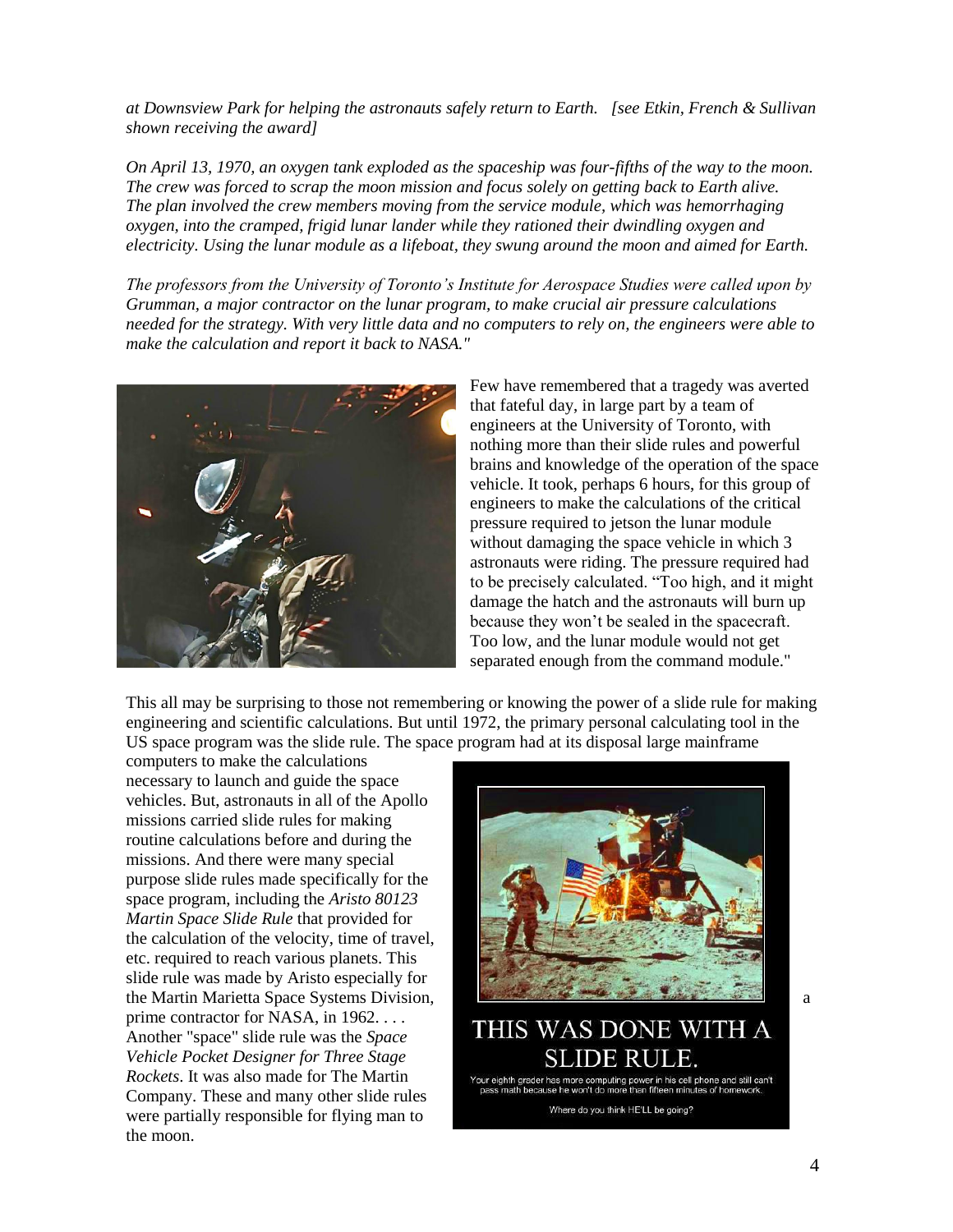*at Downsview Park for helping the astronauts safely return to Earth.   [see Etkin, French & Sullivan shown receiving the award]*

*On April 13, 1970, an oxygen tank exploded as the spaceship was four-fifths of the way to the moon. The crew was forced to scrap the moon mission and focus solely on getting back to Earth alive. The plan involved the crew members moving from the service module, which was hemorrhaging oxygen, into the cramped, frigid lunar lander while they rationed their dwindling oxygen and electricity. Using the lunar module as a lifeboat, they swung around the moon and aimed for Earth.*

*The professors from the University of Toronto's Institute for Aerospace Studies were called upon by Grumman, a major contractor on the lunar program, to make crucial air pressure calculations needed for the strategy. With very little data and no computers to rely on, the engineers were able to make the calculation and report it back to NASA."*

Few have remembered that a tragedy was averted that fateful day, in large part by a team of engineers at the University of Toronto, with nothing more than their slide rules and powerful brains and knowledge of the operation of the space vehicle. It took, perhaps 6 hours, for this group of engineers to make the calculations of the critical pressure required to jetson the lunar module without damaging the space vehicle in which 3 astronauts were riding. The pressure required had to be precisely calculated. "Too high, and it might damage the hatch and the astronauts will burn up because they won't be sealed in the spacecraft. Too low, and the lunar module would not get separated enough from the command module."

This all may be surprising to those not remembering or knowing the power of a slide rule for making engineering and scientific calculations. But until 1972, the primary personal calculating tool in the US space program was the slide rule. The space program had at its disposal large mainframe computers to make the calculations necessary to launch and guide the space vehicles. But, astronauts in all of the Apollo missions carried slide rules for making routine calculations before and during the missions. And there were many special purpose slide rules made specifically for the space program, including the *Aristo 80123 Martin Space Slide Rule* that provided for the calculation of the velocity, time of travel, etc. required to reach various planets. This slide rule was made by Aristo especially for the Martin Marietta Space Systems Division, a prime contractor for NASA, in 1962. . . . Another "space" slide rule was the *Space Vehicle Pocket Designer for Three Stage Rockets*. It was also made for The Martin Company. These and many other slide rules were partially responsible for flying man to the moon.

THIS WAS DONE WITH A SLIDE RULE.

Your eighth grader has more computing power in his cell phone and still can't pass math because he won't do more than fifteen minutes of homework.

Where do you think HE'LL be going?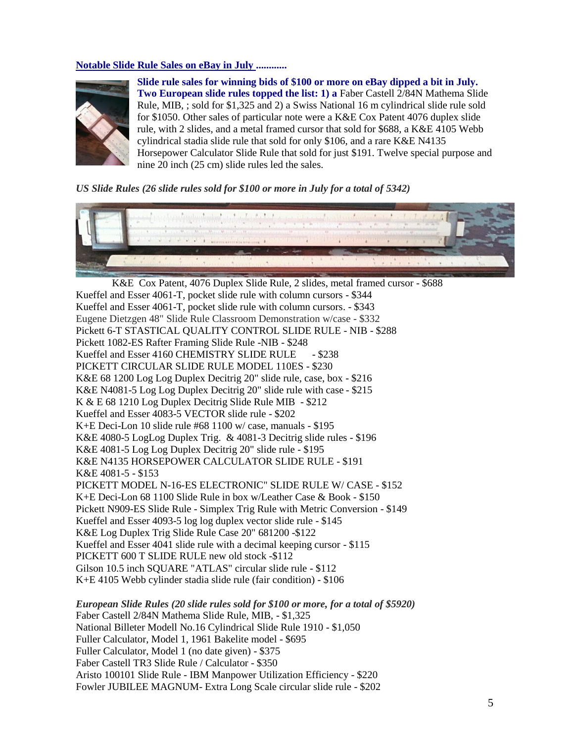**Notable Slide Rule Sales on eBay in July ............**

**Slide rule sales for winning bids of $100 or more on eBay dipped a bit in July. Two European slide rules topped the list: 1) a** Faber Castell 2/84N Mathema Slide Rule, MIB, ; sold for $1,325 and 2) a Swiss National 16 m cylindrical slide rule sold for $1050. Other sales of particular note were a K&E Cox Patent 4076 duplex slide rule, with 2 slides, and a metal framed cursor that sold for $688, a K&E 4105 Webb cylindrical stadia slide rule that sold for only $106, and a rare K&E N4135 Horsepower Calculator Slide Rule that sold for just $191. Twelve special purpose and nine 20 inch (25 cm) slide rules led the sales.

*US Slide Rules (26 slide rules sold for $100 or more in July for a total of 5342)*

K&E Cox Patent, 4076 Duplex Slide Rule, 2 slides, metal framed cursor - $688
Kueffel and Esser 4061-T, pocket slide rule with column cursors - $344
Kueffel and Esser 4061-T, pocket slide rule with column cursors. - $343
Eugene Dietzgen 48" Slide Rule Classroom Demonstration w/case - $332
Pickett 6-T STASTICAL QUALITY CONTROL SLIDE RULE - NIB - $288
Pickett 1082-ES Rafter Framing Slide Rule -NIB - $248
Kueffel and Esser 4160 CHEMISTRY SLIDE RULE - $238
PICKETT CIRCULAR SLIDE RULE MODEL 110ES - $230
K&E 68 1200 Log Log Duplex Decitrig 20" slide rule, case, box - $216
K&E N4081-5 Log Log Duplex Decitrig 20" slide rule with case - $215
K & E 68 1210 Log Duplex Decitrig Slide Rule MIB - $212
Kueffel and Esser 4083-5 VECTOR slide rule - $202
K+E Deci-Lon 10 slide rule #68 1100 w/ case, manuals - $195
K&E 4080-5 LogLog Duplex Trig. & 4081-3 Decitrig slide rules - $196
K&E 4081-5 Log Log Duplex Decitrig 20" slide rule - $195
K&E N4135 HORSEPOWER CALCULATOR SLIDE RULE - $191
K&E 4081-5 - $153
PICKETT MODEL N-16-ES ELECTRONIC" SLIDE RULE W/ CASE - $152
K+E Deci-Lon 68 1100 Slide Rule in box w/Leather Case & Book - $150
Pickett N909-ES Slide Rule - Simplex Trig Rule with Metric Conversion - $149
Kueffel and Esser 4093-5 log log duplex vector slide rule - $145
K&E Log Duplex Trig Slide Rule Case 20" 681200 -$122
Kueffel and Esser 4041 slide rule with a decimal keeping cursor - $115
PICKETT 600 T SLIDE RULE new old stock -$112
Gilson 10.5 inch SQUARE "ATLAS" circular slide rule - $112
K+E 4105 Webb cylinder stadia slide rule (fair condition) - $106

***European Slide Rules (20 slide rules sold for $100 or more, for a total of $5920)***

Faber Castell 2/84N Mathema Slide Rule, MIB, - $1,325
National Billeter Modell No.16 Cylindrical Slide Rule 1910 - $1,050
Fuller Calculator, Model 1, 1961 Bakelite model - $695
Fuller Calculator, Model 1 (no date given) - $375
Faber Castell TR3 Slide Rule / Calculator - $350
Aristo 100101 Slide Rule - IBM Manpower Utilization Efficiency - $220
Fowler JUBILEE MAGNUM- Extra Long Scale circular slide rule - $202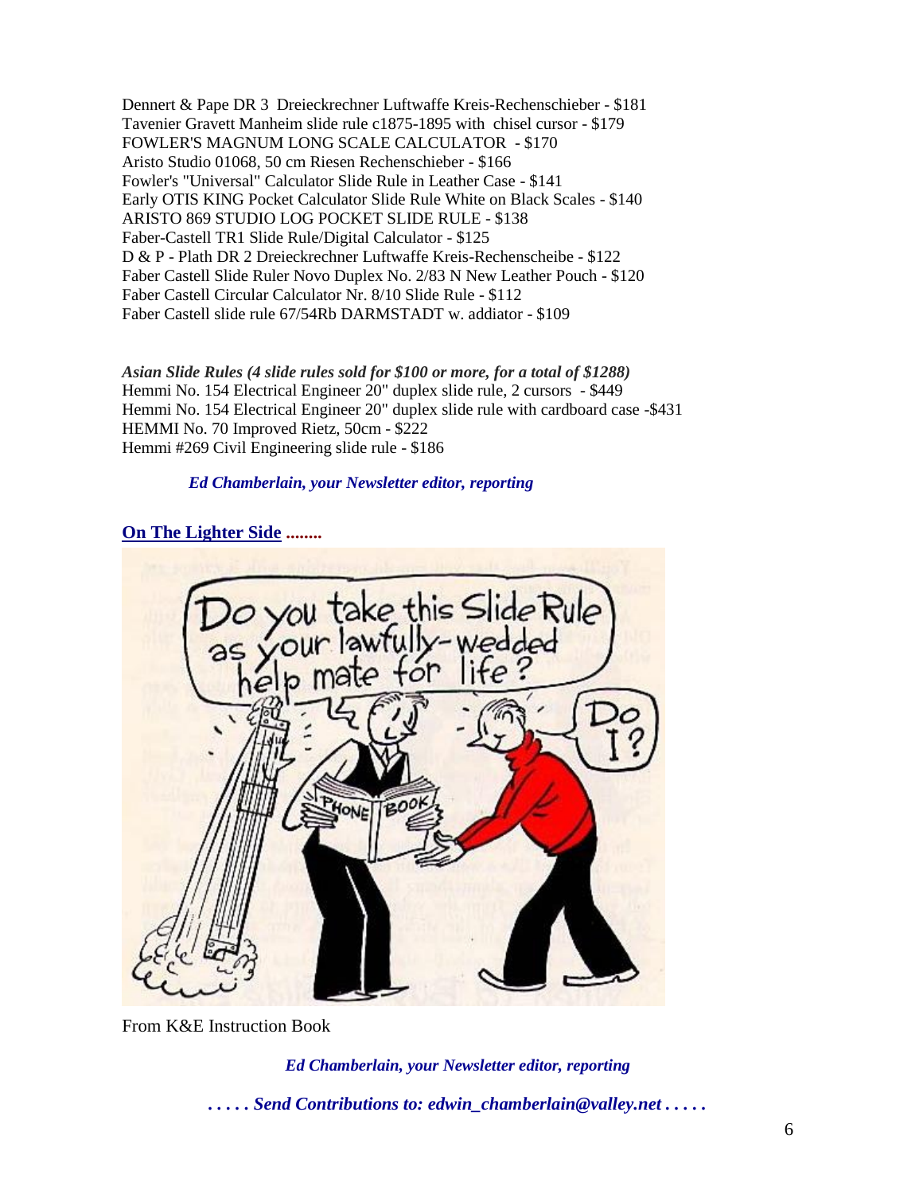Dennert & Pape DR 3 Dreieckrechner Luftwaffe Kreis-Rechenschieber - $181
Tavenier Gravett Manheim slide rule c1875-1895 with chisel cursor - $179
FOWLER'S MAGNUM LONG SCALE CALCULATOR - $170
Aristo Studio 01068, 50 cm Riesen Rechenschieber - $166
Fowler's "Universal" Calculator Slide Rule in Leather Case - $141
Early OTIS KING Pocket Calculator Slide Rule White on Black Scales - $140
ARISTO 869 STUDIO LOG POCKET SLIDE RULE - $138
Faber-Castell TR1 Slide Rule/Digital Calculator - $125
D & P - Plath DR 2 Dreieckrechner Luftwaffe Kreis-Rechenscheibe - $122
Faber Castell Slide Ruler Novo Duplex No. 2/83 N New Leather Pouch - $120
Faber Castell Circular Calculator Nr. 8/10 Slide Rule - $112
Faber Castell slide rule 67/54Rb DARMSTADT w. addiator - $109

***Asian Slide Rules (4 slide rules sold for $100 or more, for a total of $1288)***
Hemmi No. 154 Electrical Engineer 20" duplex slide rule, 2 cursors - $449
Hemmi No. 154 Electrical Engineer 20" duplex slide rule with cardboard case -$431
HEMMI No. 70 Improved Rietz, 50cm - $222
Hemmi #269 Civil Engineering slide rule - $186

***Ed Chamberlain, your Newsletter editor, reporting***

**On The Lighter Side ........**

From K&E Instruction Book

***Ed Chamberlain, your Newsletter editor, reporting***

***. . . . . Send Contributions to: edwin_chamberlain@valley.net . . . . .***